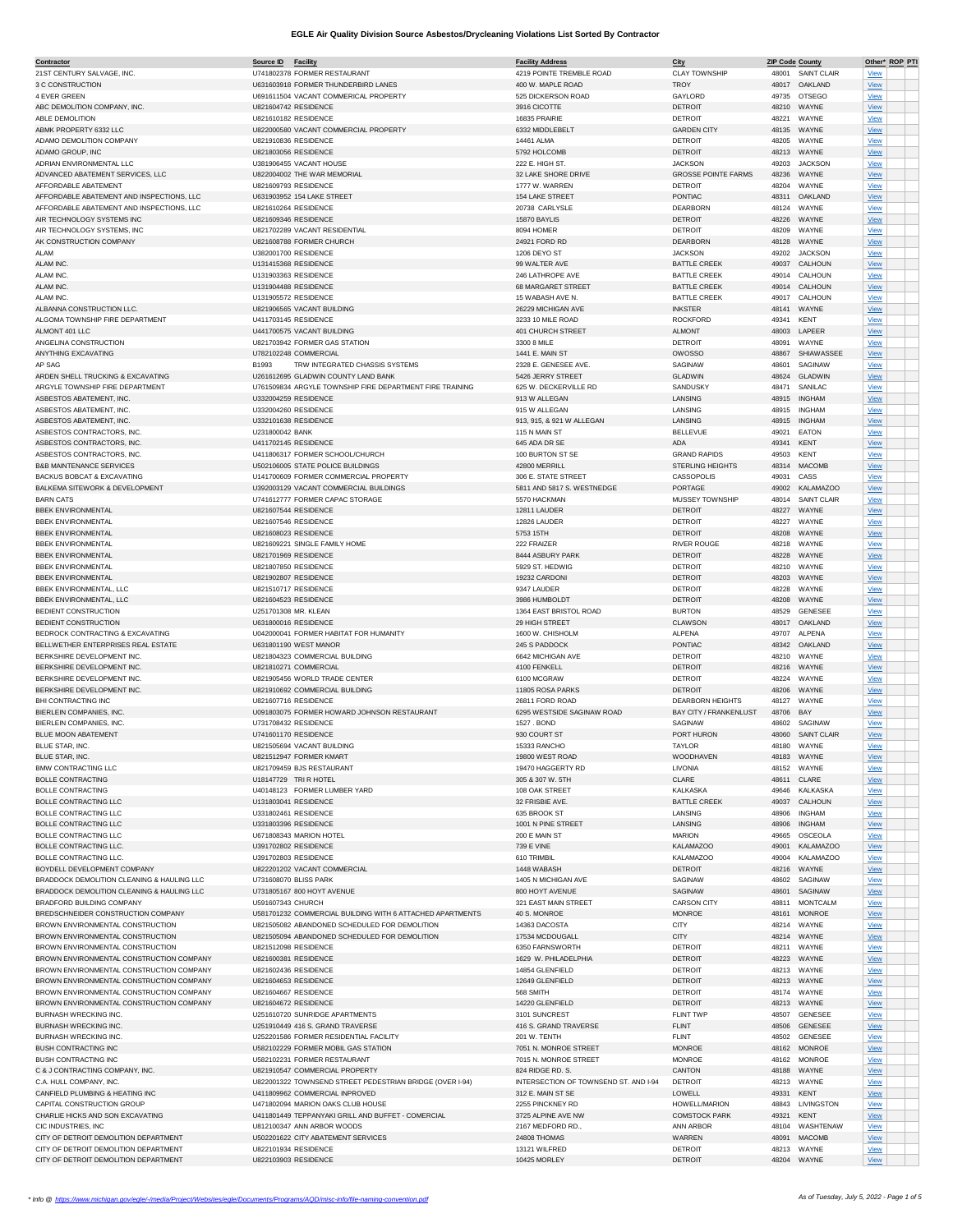# EGLE Air Quality Division Source Asbestos/Drycleaning Violations List Sorted By Contractor

| Contractor | Source ID | Facility | Facility Address | City | ZIP Code | County | Other* | ROP | PTI |
|---|---|---|---|---|---|---|---|---|---|
| 21ST CENTURY SALVAGE, INC. | U741802378 | FORMER RESTAURANT | 4219 POINTE TREMBLE ROAD | CLAY TOWNSHIP | 48001 | SAINT CLAIR | View | | |
| 3 C CONSTRUCTION | U631603918 | FORMER THUNDERBIRD LANES | 400 W. MAPLE ROAD | TROY | 48017 | OAKLAND | View | | |
| 4 EVER GREEN | U691611504 | VACANT COMMERICAL PROPERTY | 525 DICKERSON ROAD | GAYLORD | 49735 | OTSEGO | View | | |
| ABC DEMOLITION COMPANY, INC. | U821604742 | RESIDENCE | 3916 CICOTTE | DETROIT | 48210 | WAYNE | View | | |
| ABLE DEMOLITION | U821610182 | RESIDENCE | 16835 PRAIRIE | DETROIT | 48221 | WAYNE | View | | |
| ABMK PROPERTY 6332 LLC | U822000580 | VACANT COMMERCIAL PROPERTY | 6332 MIDDLEBELT | GARDEN CITY | 48135 | WAYNE | View | | |
| ADAMO DEMOLITION COMPANY | U821910836 | RESIDENCE | 14461 ALMA | DETROIT | 48205 | WAYNE | View | | |
| ADAMO GROUP, INC | U821803056 | RESIDENCE | 5792 HOLCOMB | DETROIT | 48213 | WAYNE | View | | |
| ADRIAN ENVIRONMENTAL LLC | U381906455 | VACANT HOUSE | 222 E. HIGH ST. | JACKSON | 49203 | JACKSON | View | | |
| ADVANCED ABATEMENT SERVICES, LLC | U822004002 | THE WAR MEMORIAL | 32 LAKE SHORE DRIVE | GROSSE POINTE FARMS | 48236 | WAYNE | View | | |
| AFFORDABLE ABATEMENT | U821609793 | RESIDENCE | 1777 W. WARREN | DETROIT | 48204 | WAYNE | View | | |
| AFFORDABLE ABATEMENT AND INSPECTIONS, LLC | U631903952 | 154 LAKE STREET | 154 LAKE STREET | PONTIAC | 48311 | OAKLAND | View | | |
| AFFORDABLE ABATEMENT AND INSPECTIONS, LLC | U821610264 | RESIDENCE | 20738 CARLYSLE | DEARBORN | 48124 | WAYNE | View | | |
| AIR TECHNOLOGY SYSTEMS INC | U821609346 | RESIDENCE | 15870 BAYLIS | DETROIT | 48226 | WAYNE | View | | |
| AIR TECHNOLOGY SYSTEMS, INC | U821702289 | VACANT RESIDENTIAL | 8094 HOMER | DETROIT | 48209 | WAYNE | View | | |
| AK CONSTRUCTION COMPANY | U821608788 | FORMER CHURCH | 24921 FORD RD | DEARBORN | 48128 | WAYNE | View | | |
| ALAM | U382001700 | RESIDENCE | 1206 DEYO ST | JACKSON | 49202 | JACKSON | View | | |
| ALAM INC. | U131415368 | RESIDENCE | 99 WALTER AVE | BATTLE CREEK | 49037 | CALHOUN | View | | |
| ALAM INC. | U131903363 | RESIDENCE | 246 LATHROPE AVE | BATTLE CREEK | 49014 | CALHOUN | View | | |
| ALAM INC. | U131904488 | RESIDENCE | 68 MARGARET STREET | BATTLE CREEK | 49014 | CALHOUN | View | | |
| ALAM INC. | U131905572 | RESIDENCE | 15 WABASH AVE N. | BATTLE CREEK | 49017 | CALHOUN | View | | |
| ALBANNA CONSTRUCTION LLC. | U821906565 | VACANT BUILDING | 26229 MICHIGAN AVE | INKSTER | 48141 | WAYNE | View | | |
| ALGOMA TOWNSHIP FIRE DEPARTMENT | U411703145 | RESIDENCE | 3233 10 MILE ROAD | ROCKFORD | 49341 | KENT | View | | |
| ALMONT 401 LLC | U441700575 | VACANT BUILDING | 401 CHURCH STREET | ALMONT | 48003 | LAPEER | View | | |
| ANGELINA CONSTRUCTION | U821703942 | FORMER GAS STATION | 3300 8 MILE | DETROIT | 48091 | WAYNE | View | | |
| ANYTHING EXCAVATING | U782102248 | COMMERCIAL | 1441 E. MAIN ST | OWOSSO | 48867 | SHIAWASSEE | View | | |
| AP SAG | B1993 | TRW INTEGRATED CHASSIS SYSTEMS | 2328 E. GENESEE AVE. | SAGINAW | 48601 | SAGINAW | View | | |
| ARDEN SHELL TRUCKING & EXCAVATING | U261612695 | GLADWIN COUNTY LAND BANK | 5426 JERRY STREET | GLADWIN | 48624 | GLADWIN | View | | |
| ARGYLE TOWNSHIP FIRE DEPARTMENT | U761509834 | ARGYLE TOWNSHIP FIRE DEPARTMENT FIRE TRAINING | 625 W. DECKERVILLE RD | SANDUSKY | 48471 | SANILAC | View | | |
| ASBESTOS ABATEMENT, INC. | U332004259 | RESIDENCE | 913 W ALLEGAN | LANSING | 48915 | INGHAM | View | | |
| ASBESTOS ABATEMENT, INC. | U332004260 | RESIDENCE | 915 W ALLEGAN | LANSING | 48915 | INGHAM | View | | |
| ASBESTOS ABATEMENT, INC. | U332101638 | RESIDENCE | 913, 915, & 921 W ALLEGAN | LANSING | 48915 | INGHAM | View | | |
| ASBESTOS CONTRACTORS, INC. | U231800042 | BANK | 115 N MAIN ST | BELLEVUE | 49021 | EATON | View | | |
| ASBESTOS CONTRACTORS, INC. | U411702145 | RESIDENCE | 645 ADA DR SE | ADA | 49341 | KENT | View | | |
| ASBESTOS CONTRACTORS, INC. | U411806317 | FORMER SCHOOL/CHURCH | 100 BURTON ST SE | GRAND RAPIDS | 49503 | KENT | View | | |
| B&B MAINTENANCE SERVICES | U502106005 | STATE POLICE BUILDINGS | 42800 MERRILL | STERLING HEIGHTS | 48314 | MACOMB | View | | |
| BACKUS BOBCAT & EXCAVATING | U141700609 | FORMER COMMERCIAL PROPERTY | 306 E. STATE STREET | CASSOPOLIS | 49031 | CASS | View | | |
| BALKEMA SITEWORK & DEVELOPMENT | U392003129 | VACANT COMMERCIAL BUILDINGS | 5811 AND 5817 S. WESTNEDGE | PORTAGE | 49002 | KALAMAZOO | View | | |
| BARN CATS | U741612777 | FORMER CAPAC STORAGE | 5570 HACKMAN | MUSSEY TOWNSHIP | 48014 | SAINT CLAIR | View | | |
| BBEK ENVIRONMENTAL | U821607544 | RESIDENCE | 12811 LAUDER | DETROIT | 48227 | WAYNE | View | | |
| BBEK ENVIRONMENTAL | U821607546 | RESIDENCE | 12826 LAUDER | DETROIT | 48227 | WAYNE | View | | |
| BBEK ENVIRONMENTAL | U821608023 | RESIDENCE | 5753 15TH | DETROIT | 48208 | WAYNE | View | | |
| BBEK ENVIRONMENTAL | U821609221 | SINGLE FAMILY HOME | 222 FRAIZER | RIVER ROUGE | 48218 | WAYNE | View | | |
| BBEK ENVIRONMENTAL | U821701969 | RESIDENCE | 8444 ASBURY PARK | DETROIT | 48228 | WAYNE | View | | |
| BBEK ENVIRONMENTAL | U821807850 | RESIDENCE | 5929 ST. HEDWIG | DETROIT | 48210 | WAYNE | View | | |
| BBEK ENVIRONMENTAL | U821902807 | RESIDENCE | 19232 CARDONI | DETROIT | 48203 | WAYNE | View | | |
| BBEK ENVIRONMENTAL, LLC | U821510717 | RESIDENCE | 9347 LAUDER | DETROIT | 48228 | WAYNE | View | | |
| BBEK ENVIRONMENTAL, LLC | U821604523 | RESIDENCE | 3986 HUMBOLDT | DETROIT | 48208 | WAYNE | View | | |
| BEDIENT CONSTRUCTION | U251701308 | MR. KLEAN | 1364 EAST BRISTOL ROAD | BURTON | 48529 | GENESEE | View | | |
| BEDIENT CONSTRUCTION | U631800016 | RESIDENCE | 29 HIGH STREET | CLAWSON | 48017 | OAKLAND | View | | |
| BEDROCK CONTRACTING & EXCAVATING | U042000041 | FORMER HABITAT FOR HUMANITY | 1600 W. CHISHOLM | ALPENA | 49707 | ALPENA | View | | |
| BELLWETHER ENTERPRISES REAL ESTATE | U631801190 | WEST MANOR | 245 S PADDOCK | PONTIAC | 48342 | OAKLAND | View | | |
| BERKSHIRE DEVELOPMENT INC. | U821804323 | COMMERCIAL BUILDING | 6642 MICHIGAN AVE | DETROIT | 48210 | WAYNE | View | | |
| BERKSHIRE DEVELOPMENT INC. | U821810271 | COMMERCIAL | 4100 FENKELL | DETROIT | 48216 | WAYNE | View | | |
| BERKSHIRE DEVELOPMENT INC. | U821905456 | WORLD TRADE CENTER | 6100 MCGRAW | DETROIT | 48224 | WAYNE | View | | |
| BERKSHIRE DEVELOPMENT INC. | U821910692 | COMMERCIAL BUILDING | 11805 ROSA PARKS | DETROIT | 48206 | WAYNE | View | | |
| BHI CONTRACTING INC | U821607716 | RESIDENCE | 26811 FORD ROAD | DEARBORN HEIGHTS | 48127 | WAYNE | View | | |
| BIERLEIN COMPANIES, INC. | U091803075 | FORMER HOWARD JOHNSON RESTAURANT | 6295 WESTSIDE SAGINAW ROAD | BAY CITY / FRANKENLUST | 48706 | BAY | View | | |
| BIERLEIN COMPANIES, INC. | U731708432 | RESIDENCE | 1527 . BOND | SAGINAW | 48602 | SAGINAW | View | | |
| BLUE MOON ABATEMENT | U741601170 | RESIDENCE | 930 COURT ST | PORT HURON | 48060 | SAINT CLAIR | View | | |
| BLUE STAR, INC. | U821505694 | VACANT BUILDING | 15333 RANCHO | TAYLOR | 48180 | WAYNE | View | | |
| BLUE STAR, INC. | U821512947 | FORMER KMART | 19800 WEST ROAD | WOODHAVEN | 48183 | WAYNE | View | | |
| BMW CONTRACTING LLC | U821709459 | BJS RESTAURANT | 19470 HAGGERTY RD | LIVONIA | 48152 | WAYNE | View | | |
| BOLLE CONTRACTING | U18147729 | TRI R HOTEL | 305 & 307 W. 5TH | CLARE | 48611 | CLARE | View | | |
| BOLLE CONTRACTING | U40148123 | FORMER LUMBER YARD | 108 OAK STREET | KALKASKA | 49646 | KALKASKA | View | | |
| BOLLE CONTRACTING LLC | U131803041 | RESIDENCE | 32 FRISBIE AVE. | BATTLE CREEK | 49037 | CALHOUN | View | | |
| BOLLE CONTRACTING LLC | U331802461 | RESIDENCE | 635 BROOK ST | LANSING | 48906 | INGHAM | View | | |
| BOLLE CONTRACTING LLC | U331803396 | RESIDENCE | 1001 N PINE STREET | LANSING | 48906 | INGHAM | View | | |
| BOLLE CONTRACTING LLC | U671808343 | MARION HOTEL | 200 E MAIN ST | MARION | 49665 | OSCEOLA | View | | |
| BOLLE CONTRACTING LLC. | U391702802 | RESIDENCE | 739 E VINE | KALAMAZOO | 49001 | KALAMAZOO | View | | |
| BOLLE CONTRACTING LLC. | U391702803 | RESIDENCE | 610 TRIMBIL | KALAMAZOO | 49004 | KALAMAZOO | View | | |
| BOYDELL DEVELOPMENT COMPANY | U822201202 | VACANT COMMERCIAL | 1448 WABASH | DETROIT | 48216 | WAYNE | View | | |
| BRADDOCK DEMOLITION CLEANING & HAULING LLC | U731608070 | BLISS PARK | 1405 N MICHIGAN AVE | SAGINAW | 48602 | SAGINAW | View | | |
| BRADDOCK DEMOLITION CLEANING & HAULING LLC | U731805167 | 800 HOYT AVENUE | 800 HOYT AVENUE | SAGINAW | 48601 | SAGINAW | View | | |
| BRADFORD BUILDING COMPANY | U591607343 | CHURCH | 321 EAST MAIN STREET | CARSON CITY | 48811 | MONTCALM | View | | |
| BREDSCHNEIDER CONSTRUCTION COMPANY | U581701232 | COMMERCIAL BUILDING WITH 6 ATTACHED APARTMENTS | 40 S. MONROE | MONROE | 48161 | MONROE | View | | |
| BROWN ENVIRONMENTAL CONSTRUCTION | U821505082 | ABANDONED SCHEDULED FOR DEMOLITION | 14363 DACOSTA | CITY | 48214 | WAYNE | View | | |
| BROWN ENVIRONMENTAL CONSTRUCTION | U821505094 | ABANDONED SCHEDULED FOR DEMOLITION | 17534 MCDOUGALL | CITY | 48214 | WAYNE | View | | |
| BROWN ENVIRONMENTAL CONSTRUCTION | U821512098 | RESIDENCE | 6350 FARNSWORTH | DETROIT | 48211 | WAYNE | View | | |
| BROWN ENVIRONMENTAL CONSTRUCTION COMPANY | U821600381 | RESIDENCE | 1629 W. PHILADELPHIA | DETROIT | 48223 | WAYNE | View | | |
| BROWN ENVIRONMENTAL CONSTRUCTION COMPANY | U821602436 | RESIDENCE | 14854 GLENFIELD | DETROIT | 48213 | WAYNE | View | | |
| BROWN ENVIRONMENTAL CONSTRUCTION COMPANY | U821604653 | RESIDENCE | 12649 GLENFIELD | DETROIT | 48213 | WAYNE | View | | |
| BROWN ENVIRONMENTAL CONSTRUCTION COMPANY | U821604667 | RESIDENCE | 568 SMITH | DETROIT | 48174 | WAYNE | View | | |
| BROWN ENVIRONMENTAL CONSTRUCTION COMPANY | U821604672 | RESIDENCE | 14220 GLENFIELD | DETROIT | 48213 | WAYNE | View | | |
| BURNASH WRECKING INC. | U251610720 | SUNRIDGE APARTMENTS | 3101 SUNCREST | FLINT TWP | 48507 | GENESEE | View | | |
| BURNASH WRECKING INC. | U251910449 | 416 S. GRAND TRAVERSE | 416 S. GRAND TRAVERSE | FLINT | 48506 | GENESEE | View | | |
| BURNASH WRECKING INC. | U252201586 | FORMER RESIDENTIAL FACILITY | 201 W. TENTH | FLINT | 48502 | GENESEE | View | | |
| BUSH CONTRACTING INC | U582102229 | FORMER MOBIL GAS STATION | 7051 N. MONROE STREET | MONROE | 48162 | MONROE | View | | |
| BUSH CONTRACTING INC | U582102231 | FORMER RESTAURANT | 7015 N. MONROE STREET | MONROE | 48162 | MONROE | View | | |
| C & J CONTRACTING COMPANY, INC. | U821910547 | COMMERCIAL PROPERTY | 824 RIDGE RD. S. | CANTON | 48188 | WAYNE | View | | |
| C.A. HULL COMPANY, INC. | U822001322 | TOWNSEND STREET PEDESTRIAN BRIDGE (OVER I-94) | INTERSECTION OF TOWNSEND ST. AND I-94 | DETROIT | 48213 | WAYNE | View | | |
| CANFIELD PLUMBING & HEATING INC | U411809962 | COMMERCIAL INPROVED | 312 E. MAIN ST SE | LOWELL | 49331 | KENT | View | | |
| CAPITAL CONSTRUCTION GROUP | U471802094 | MARION OAKS CLUB HOUSE | 2255 PINCKNEY RD | HOWELL/MARION | 48843 | LIVINGSTON | View | | |
| CHARLIE HICKS AND SON EXCAVATING | U411801449 | TEPPANYAKI GRILL AND BUFFET - COMERCIAL | 3725 ALPINE AVE NW | COMSTOCK PARK | 49321 | KENT | View | | |
| CIC INDUSTRIES, INC | U812100347 | ANN ARBOR WOODS | 2167 MEDFORD RD., | ANN ARBOR | 48104 | WASHTENAW | View | | |
| CITY OF DETROIT DEMOLITION DEPARTMENT | U502201622 | CITY ABATEMENT SERVICES | 24808 THOMAS | WARREN | 48091 | MACOMB | View | | |
| CITY OF DETROIT DEMOLITION DEPARTMENT | U822101934 | RESIDENCE | 13121 WILFRED | DETROIT | 48213 | WAYNE | View | | |
| CITY OF DETROIT DEMOLITION DEPARTMENT | U822103903 | RESIDENCE | 10425 MORLEY | DETROIT | 48204 | WAYNE | View | | |

\* Info @ https://www.michigan.gov/egle/-/media/Project/Websites/egle/Documents/Programs/AQD/misc-info/file-naming-convention.pdf

As of Tuesday, July 5, 2022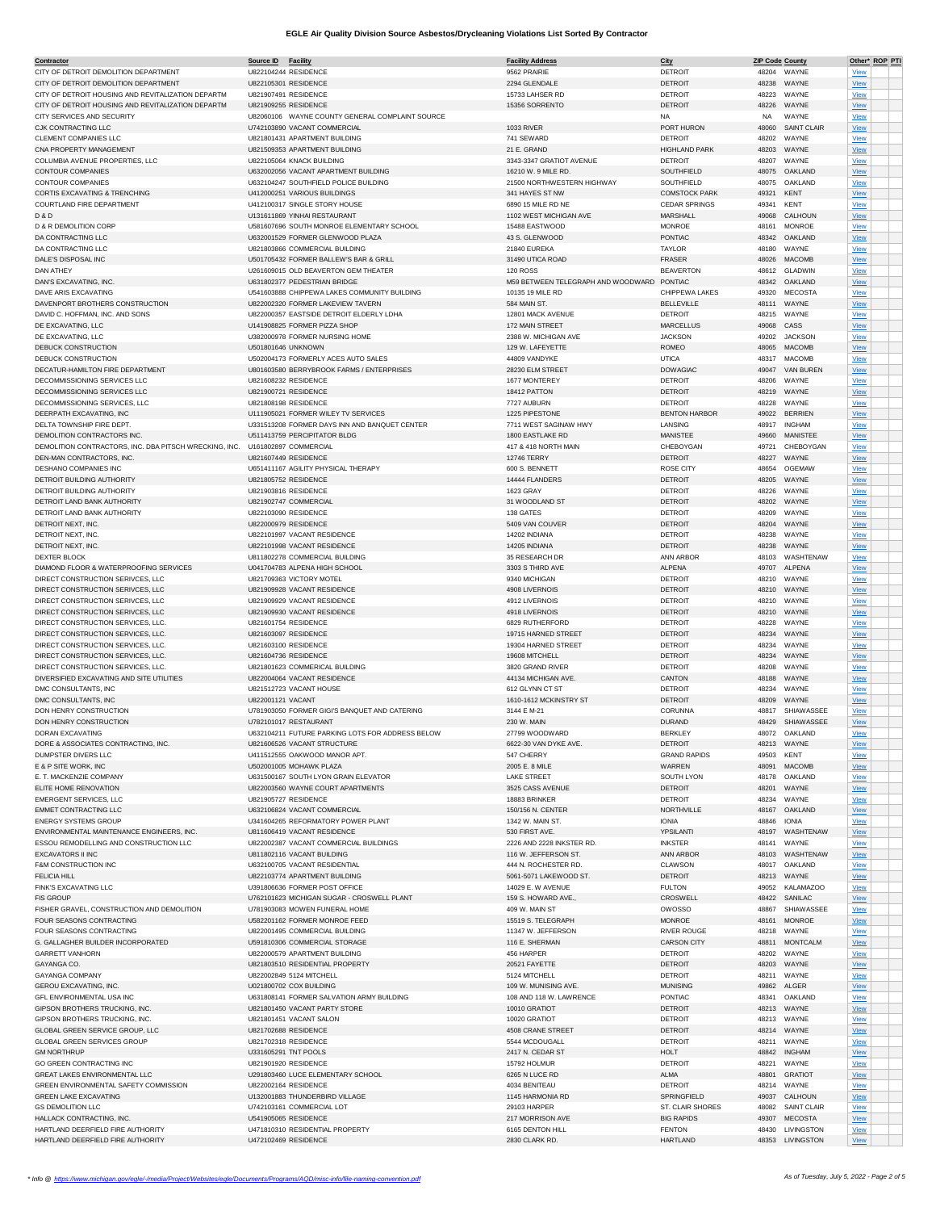# EGLE Air Quality Division Source Asbestos/Drycleaning Violations List Sorted By Contractor

| Contractor | Source ID | Facility | Facility Address | City | ZIP Code | County | Other* | ROP | PTI |
|---|---|---|---|---|---|---|---|---|---|
| CITY OF DETROIT DEMOLITION DEPARTMENT | U822104244 | RESIDENCE | 9562 PRAIRIE | DETROIT | 48204 | WAYNE | View | | |
| CITY OF DETROIT DEMOLITION DEPARTMENT | U822105301 | RESIDENCE | 2294 GLENDALE | DETROIT | 48238 | WAYNE | View | | |
| CITY OF DETROIT HOUSING AND REVITALIZATION DEPARTM | U821907491 | RESIDENCE | 15733 LAHSER RD | DETROIT | 48223 | WAYNE | View | | |
| CITY OF DETROIT HOUSING AND REVITALIZATION DEPARTM | U821909255 | RESIDENCE | 15356 SORRENTO | DETROIT | 48226 | WAYNE | View | | |
| CITY SERVICES AND SECURITY | U82060106 | WAYNE COUNTY GENERAL COMPLAINT SOURCE | | NA | NA | WAYNE | View | | |
| CJK CONTRACTING LLC | U742103890 | VACANT COMMERCIAL | 1033 RIVER | PORT HURON | 48060 | SAINT CLAIR | View | | |
| CLEMENT COMPANIES LLC | U821801431 | APARTMENT BUILDING | 741 SEWARD | DETROIT | 48202 | WAYNE | View | | |
| CNA PROPERTY MANAGEMENT | U821509353 | APARTMENT BUILDING | 21 E. GRAND | HIGHLAND PARK | 48203 | WAYNE | View | | |
| COLUMBIA AVENUE PROPERTIES, LLC | U822105064 | KNACK BUILDING | 3343-3347 GRATIOT AVENUE | DETROIT | 48207 | WAYNE | View | | |
| CONTOUR COMPANIES | U632002056 | VACANT APARTMENT BUILDING | 16210 W. 9 MILE RD. | SOUTHFIELD | 48075 | OAKLAND | View | | |
| CONTOUR COMPANIES | U632104247 | SOUTHFIELD POLICE BUILDING | 21500 NORTHWESTERN HIGHWAY | SOUTHFIELD | 48075 | OAKLAND | View | | |
| CORTIS EXCAVATING & TRENCHING | U412000251 | VARIOUS BUILDINGS | 341 HAYES ST NW | COMSTOCK PARK | 49321 | KENT | View | | |
| COURTLAND FIRE DEPARTMENT | U412100317 | SINGLE STORY HOUSE | 6890 15 MILE RD NE | CEDAR SPRINGS | 49341 | KENT | View | | |
| D & D | U131611869 | YINHAI RESTAURANT | 1102 WEST MICHIGAN AVE | MARSHALL | 49068 | CALHOUN | View | | |
| D & R DEMOLITION CORP | U581607696 | SOUTH MONROE ELEMENTARY SCHOOL | 15488 EASTWOOD | MONROE | 48161 | MONROE | View | | |
| DA CONTRACTING LLC | U632001529 | FORMER GLENWOOD PLAZA | 43 S. GLENWOOD | PONTIAC | 48342 | OAKLAND | View | | |
| DA CONTRACTING LLC | U821803866 | COMMERCIAL BUILDING | 21840 EUREKA | TAYLOR | 48180 | WAYNE | View | | |
| DALE'S DISPOSAL INC | U501705432 | FORMER BALLEW'S BAR & GRILL | 31490 UTICA ROAD | FRASER | 48026 | MACOMB | View | | |
| DAN ATHEY | U261609015 | OLD BEAVERTON GEM THEATER | 120 ROSS | BEAVERTON | 48612 | GLADWIN | View | | |
| DAN'S EXCAVATING, INC. | U631802377 | PEDESTRIAN BRIDGE | M59 BETWEEN TELEGRAPH AND WOODWARD | PONTIAC | 48342 | OAKLAND | View | | |
| DAVE ARIS EXCAVATING | U541603888 | CHIPPEWA LAKES COMMUNITY BUILDING | 10135 19 MILE RD | CHIPPEWA LAKES | 49320 | MECOSTA | View | | |
| DAVENPORT BROTHERS CONSTRUCTION | U822002320 | FORMER LAKEVIEW TAVERN | 584 MAIN ST. | BELLEVILLE | 48111 | WAYNE | View | | |
| DAVID C. HOFFMAN, INC. AND SONS | U822000357 | EASTSIDE DETROIT ELDERLY LDHA | 12801 MACK AVENUE | DETROIT | 48215 | WAYNE | View | | |
| DE EXCAVATING, LLC | U141908825 | FORMER PIZZA SHOP | 172 MAIN STREET | MARCELLUS | 49068 | CASS | View | | |
| DE EXCAVATING, LLC | U382000978 | FORMER NURSING HOME | 2388 W. MICHIGAN AVE | JACKSON | 49202 | JACKSON | View | | |
| DEBUCK CONSTRUCTION | U501801646 | UNKNOWN | 129 W. LAFEYETTE | ROMEO | 48065 | MACOMB | View | | |
| DEBUCK CONSTRUCTION | U502004173 | FORMERLY ACES AUTO SALES | 44809 VANDYKE | UTICA | 48317 | MACOMB | View | | |
| DECATUR-HAMILTON FIRE DEPARTMENT | U801603580 | BERRYBROOK FARMS / ENTERPRISES | 28230 ELM STREET | DOWAGIAC | 49047 | VAN BUREN | View | | |
| DECOMMISSIONING SERVICES LLC | U821608232 | RESIDENCE | 1677 MONTEREY | DETROIT | 48206 | WAYNE | View | | |
| DECOMMISSIONING SERVICES LLC | U821900721 | RESIDENCE | 18412 PATTON | DETROIT | 48219 | WAYNE | View | | |
| DECOMMISSIONING SERVICES, LLC | U821808198 | RESIDENCE | 7727 AUBURN | DETROIT | 48228 | WAYNE | View | | |
| DEERPATH EXCAVATING, INC | U111905021 | FORMER WILEY TV SERVICES | 1225 PIPESTONE | BENTON HARBOR | 49022 | BERRIEN | View | | |
| DELTA TOWNSHIP FIRE DEPT. | U331513208 | FORMER DAYS INN AND BANQUET CENTER | 7711 WEST SAGINAW HWY | LANSING | 48917 | INGHAM | View | | |
| DEMOLITION CONTRACTORS INC. | U511413759 | PERCIPITATOR BLDG | 1800 EASTLAKE RD | MANISTEE | 49660 | MANISTEE | View | | |
| DEMOLITION CONTRACTORS, INC. DBA PITSCH WRECKING, INC. | U161802897 | COMMERCIAL | 417 & 418 NORTH MAIN | CHEBOYGAN | 49721 | CHEBOYGAN | View | | |
| DEN-MAN CONTRACTORS, INC. | U821607449 | RESIDENCE | 12746 TERRY | DETROIT | 48227 | WAYNE | View | | |
| DESHANO COMPANIES INC | U651411167 | AGILITY PHYSICAL THERAPY | 600 S. BENNETT | ROSE CITY | 48654 | OGEMAW | View | | |
| DETROIT BUILDING AUTHORITY | U821805752 | RESIDENCE | 14444 FLANDERS | DETROIT | 48205 | WAYNE | View | | |
| DETROIT BUILDING AUTHORITY | U821903816 | RESIDENCE | 1623 GRAY | DETROIT | 48226 | WAYNE | View | | |
| DETROIT LAND BANK AUTHORITY | U821902747 | COMMERCIAL | 31 WOODLAND ST | DETROIT | 48202 | WAYNE | View | | |
| DETROIT LAND BANK AUTHORITY | U822103090 | RESIDENCE | 138 GATES | DETROIT | 48209 | WAYNE | View | | |
| DETROIT NEXT, INC. | U822000979 | RESIDENCE | 5409 VAN COUVER | DETROIT | 48204 | WAYNE | View | | |
| DETROIT NEXT, INC. | U822101997 | VACANT RESIDENCE | 14202 INDIANA | DETROIT | 48238 | WAYNE | View | | |
| DETROIT NEXT, INC. | U822101998 | VACANT RESIDENCE | 14205 INDIANA | DETROIT | 48238 | WAYNE | View | | |
| DEXTER BLOCK | U811802278 | COMMERCIAL BUILDING | 35 RESEARCH DR | ANN ARBOR | 48103 | WASHTENAW | View | | |
| DIAMOND FLOOR & WATERPROOFING SERVICES | U041704783 | ALPENA HIGH SCHOOL | 3303 S THIRD AVE | ALPENA | 49707 | ALPENA | View | | |
| DIRECT CONSTRUCTION SERIVCES, LLC | U821709363 | VICTORY MOTEL | 9340 MICHIGAN | DETROIT | 48210 | WAYNE | View | | |
| DIRECT CONSTRUCTION SERIVCES, LLC | U821909928 | VACANT RESIDENCE | 4908 LIVERNOIS | DETROIT | 48210 | WAYNE | View | | |
| DIRECT CONSTRUCTION SERIVCES, LLC | U821909929 | VACANT RESIDENCE | 4912 LIVERNOIS | DETROIT | 48210 | WAYNE | View | | |
| DIRECT CONSTRUCTION SERIVCES, LLC | U821909930 | VACANT RESIDENCE | 4918 LIVERNOIS | DETROIT | 48210 | WAYNE | View | | |
| DIRECT CONSTRUCTION SERVICES, LLC. | U821601754 | RESIDENCE | 6829 RUTHERFORD | DETROIT | 48228 | WAYNE | View | | |
| DIRECT CONSTRUCTION SERVICES, LLC. | U821603097 | RESIDENCE | 19715 HARNED STREET | DETROIT | 48234 | WAYNE | View | | |
| DIRECT CONSTRUCTION SERVICES, LLC. | U821603100 | RESIDENCE | 19304 HARNED STREET | DETROIT | 48234 | WAYNE | View | | |
| DIRECT CONSTRUCTION SERVICES, LLC. | U821604736 | RESIDENCE | 19608 MITCHELL | DETROIT | 48234 | WAYNE | View | | |
| DIRECT CONSTRUCTION SERVICES, LLC. | U821801623 | COMMERICAL BUILDING | 3820 GRAND RIVER | DETROIT | 48208 | WAYNE | View | | |
| DIVERSIFIED EXCAVATING AND SITE UTILITIES | U822004064 | VACANT RESIDENCE | 44134 MICHIGAN AVE. | CANTON | 48188 | WAYNE | View | | |
| DMC CONSULTANTS, INC | U821512723 | VACANT HOUSE | 612 GLYNN CT ST | DETROIT | 48234 | WAYNE | View | | |
| DMC CONSULTANTS, INC | U822001121 | VACANT | 1610-1612 MCKINSTRY ST | DETROIT | 48209 | WAYNE | View | | |
| DON HENRY CONSTRUCTION | U781903050 | FORMER GIGI'S BANQUET AND CATERING | 3144 E M-21 | CORUNNA | 48817 | SHIAWASSEE | View | | |
| DON HENRY CONSTRUCTION | U782101017 | RESTAURANT | 230 W. MAIN | DURAND | 48429 | SHIAWASSEE | View | | |
| DORAN EXCAVATING | U632104211 | FUTURE PARKING LOTS FOR ADDRESS BELOW | 27799 WOODWARD | BERKLEY | 48072 | OAKLAND | View | | |
| DORE & ASSOCIATES CONTRACTING, INC. | U821606526 | VACANT STRUCTURE | 6622-30 VAN DYKE AVE. | DETROIT | 48213 | WAYNE | View | | |
| DUMPSTER DIVERS LLC | U411512555 | OAKWOOD MANOR APT. | 547 CHERRY | GRAND RAPIDS | 49503 | KENT | View | | |
| E & P SITE WORK, INC | U502001005 | MOHAWK PLAZA | 2005 E. 8 MILE | WARREN | 48091 | MACOMB | View | | |
| E. T. MACKENZIE COMPANY | U631500167 | SOUTH LYON GRAIN ELEVATOR | LAKE STREET | SOUTH LYON | 48178 | OAKLAND | View | | |
| ELITE HOME RENOVATION | U822003560 | WAYNE COURT APARTMENTS | 3525 CASS AVENUE | DETROIT | 48201 | WAYNE | View | | |
| EMERGENT SERVICES, LLC | U821905727 | RESIDENCE | 18883 BRINKER | DETROIT | 48234 | WAYNE | View | | |
| EMMET CONTRACTING LLC | U632106824 | VACANT COMMERCIAL | 150/156 N. CENTER | NORTHVILLE | 48167 | OAKLAND | View | | |
| ENERGY SYSTEMS GROUP | U341604265 | REFORMATORY POWER PLANT | 1342 W. MAIN ST. | IONIA | 48846 | IONIA | View | | |
| ENVIRONMENTAL MAINTENANCE ENGINEERS, INC. | U811606419 | VACANT RESIDENCE | 530 FIRST AVE. | YPSILANTI | 48197 | WASHTENAW | View | | |
| ESSOU REMODELLING AND CONSTRUCTION LLC | U822002387 | VACANT COMMERCIAL BUILDINGS | 2226 AND 2228 INKSTER RD. | INKSTER | 48141 | WAYNE | View | | |
| EXCAVATORS II INC | U811802116 | VACANT BUILDING | 116 W. JEFFERSON ST. | ANN ARBOR | 48103 | WASHTENAW | View | | |
| F&M CONSTRUCTION INC | U632100705 | VACANT RESIDENTIAL | 444 N. ROCHESTER RD. | CLAWSON | 48017 | OAKLAND | View | | |
| FELICIA HILL | U822103774 | APARTMENT BUILDING | 5061-5071 LAKEWOOD ST. | DETROIT | 48213 | WAYNE | View | | |
| FINK'S EXCAVATING LLC | U391806636 | FORMER POST OFFICE | 14029 E. W AVENUE | FULTON | 49052 | KALAMAZOO | View | | |
| FIS GROUP | U762101623 | MICHIGAN SUGAR - CROSWELL PLANT | 159 S. HOWARD AVE., | CROSWELL | 48422 | SANILAC | View | | |
| FISHER GRAVEL, CONSTRUCTION AND DEMOLITION | U781903083 | MOWEN FUNERAL HOME | 409 W. MAIN ST | OWOSSO | 48867 | SHIAWASSEE | View | | |
| FOUR SEASONS CONTRACTING | U582201162 | FORMER MONROE FEED | 15519 S. TELEGRAPH | MONROE | 48161 | MONROE | View | | |
| FOUR SEASONS CONTRACTING | U822001495 | COMMERCIAL BUILDING | 11347 W. JEFFERSON | RIVER ROUGE | 48218 | WAYNE | View | | |
| G. GALLAGHER BUILDER INCORPORATED | U591810306 | COMMERCIAL STORAGE | 116 E. SHERMAN | CARSON CITY | 48811 | MONTCALM | View | | |
| GARRETT VANHORN | U822000579 | APARTMENT BUILDING | 456 HARPER | DETROIT | 48202 | WAYNE | View | | |
| GAYANGA CO. | U821803510 | RESIDENTIAL PROPERTY | 20521 FAYETTE | DETROIT | 48203 | WAYNE | View | | |
| GAYANGA COMPANY | U822002849 | 5124 MITCHELL | 5124 MITCHELL | DETROIT | 48211 | WAYNE | View | | |
| GEROU EXCAVATING, INC. | U021800702 | COX BUILDING | 109 W. MUNISING AVE. | MUNISING | 49862 | ALGER | View | | |
| GFL ENVIRONMENTAL USA INC | U631808141 | FORMER SALVATION ARMY BUILDING | 108 AND 118 W. LAWRENCE | PONTIAC | 48341 | OAKLAND | View | | |
| GIPSON BROTHERS TRUCKING, INC. | U821801450 | VACANT PARTY STORE | 10010 GRATIOT | DETROIT | 48213 | WAYNE | View | | |
| GIPSON BROTHERS TRUCKING, INC. | U821801451 | VACANT SALON | 10020 GRATIOT | DETROIT | 48213 | WAYNE | View | | |
| GLOBAL GREEN SERVICE GROUP, LLC | U821702688 | RESIDENCE | 4508 CRANE STREET | DETROIT | 48214 | WAYNE | View | | |
| GLOBAL GREEN SERVICES GROUP | U821702318 | RESIDENCE | 5544 MCDOUGALL | DETROIT | 48211 | WAYNE | View | | |
| GM NORTHRUP | U331605291 | TNT POOLS | 2417 N. CEDAR ST | HOLT | 48842 | INGHAM | View | | |
| GO GREEN CONTRACTING INC | U821901920 | RESIDENCE | 15792 HOLMUR | DETROIT | 48221 | WAYNE | View | | |
| GREAT LAKES ENVIRONMENTAL LLC | U291803460 | LUCE ELEMENTARY SCHOOL | 6265 N LUCE RD | ALMA | 48801 | GRATIOT | View | | |
| GREEN ENVIRONMENTAL SAFETY COMMISSION | U822002164 | RESIDENCE | 4034 BENITEAU | DETROIT | 48214 | WAYNE | View | | |
| GREEN LAKE EXCAVATING | U132001883 | THUNDERBIRD VILLAGE | 1145 HARMONIA RD | SPRINGFIELD | 49037 | CALHOUN | View | | |
| GS DEMOLITION LLC | U742103161 | COMMERCIAL LOT | 29103 HARPER | ST. CLAIR SHORES | 48082 | SAINT CLAIR | View | | |
| HALLACK CONTRACTING, INC. | U541905065 | RESIDENCE | 217 MORRISON AVE | BIG RAPIDS | 49307 | MECOSTA | View | | |
| HARTLAND DEERFIELD FIRE AUTHORITY | U471810310 | RESIDENTIAL PROPERTY | 6165 DENTON HILL | FENTON | 49430 | LIVINGSTON | View | | |
| HARTLAND DEERFIELD FIRE AUTHORITY | U472102469 | RESIDENCE | 2830 CLARK RD. | HARTLAND | 48353 | LIVINGSTON | View | | |

* Info @ https://www.michigan.gov/egle/-/media/Project/Websites/egle/Documents/Programs/AQD/misc-info/file-naming-convention.pdf

As of Tuesday, July 5, 2022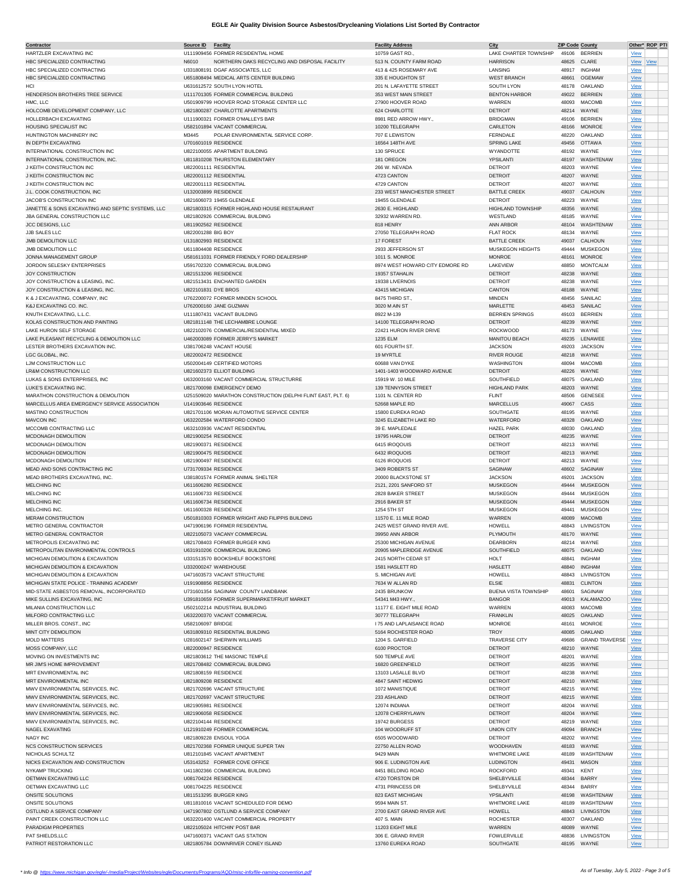# EGLE Air Quality Division Source Asbestos/Drycleaning Violations List Sorted By Contractor

| Contractor | Source ID | Facility | Facility Address | City | ZIP Code | County | Other* | ROP | PTI |
|---|---|---|---|---|---|---|---|---|---|
| HARTZLER EXCAVATING INC | U111909456 | FORMER RESIDENTIAL HOME | 10759 GAST RD., | LAKE CHARTER TOWNSHIP | 49106 | BERRIEN | View | | |
| HBC SPECIALIZED CONTRACTING | N6010 | NORTHERN OAKS RECYCLING AND DISPOSAL FACILITY | 513 N. COUNTY FARM ROAD | HARRISON | 48625 | CLARE | View | View | |
| HBC SPECIALIZED CONTRACTING | U331808191 | DGAF ASSOCIATES, LLC | 413 & 425 ROSEMARY AVE | LANSING | 48917 | INGHAM | View | | |
| HBC SPECIALIZED CONTRACTING | U651808494 | MEDICAL ARTS CENTER BUILDING | 335 E HOUGHTON ST | WEST BRANCH | 48661 | OGEMAW | View | | |
| HCI | U631612572 | SOUTH LYON HOTEL | 201 N. LAFAYETTE STREET | SOUTH LYON | 48178 | OAKLAND | View | | |
| HENDERSON BROTHERS TREE SERVICE | U111701305 | FORMER COMMERCIAL BUILDING | 353 WEST MAIN STREET | BENTON HARBOR | 49022 | BERRIEN | View | | |
| HMC, LLC | U501909799 | HOOVER ROAD STORAGE CENTER LLC | 27900 HOOVER ROAD | WARREN | 48093 | MACOMB | View | | |
| HOLCOMB DEVELOPMENT COMPANY, LLC | U821800287 | CHARLOTTE APARTMENTS | 624 CHARLOTTE | DETROIT | 48214 | WAYNE | View | | |
| HOLLERBACH EXCAVATING | U111900321 | FORMER O'MALLEYS BAR | 8981 RED ARROW HWY., | BRIDGMAN | 49106 | BERRIEN | View | | |
| HOUSING SPECIALIST INC | U582101894 | VACANT COMMERCIAL | 10200 TELEGRAPH | CARLETON | 48166 | MONROE | View | | |
| HUNTINGTON MACHINERY INC | M3445 | POLAR ENVIRONMENTAL SERVICE CORP. | 707 E LEWISTON | FERNDALE | 48220 | OAKLAND | View | | |
| IN DEPTH EXCAVATING | U701601019 | RESIDENCE | 16564 148TH AVE | SPRING LAKE | 49456 | OTTAWA | View | | |
| INTERNATIONAL CONSTRUCTION INC | U822100055 | APARTMENT BUILDING | 130 SPRUCE | WYANDOTTE | 48192 | WAYNE | View | | |
| INTERNATIONAL CONSTRUCTION, INC. | U811810208 | THURSTON ELEMENTARY | 181 OREGON | YPSILANTI | 48197 | WASHTENAW | View | | |
| J KEITH CONSTRUCTION INC | U822001111 | RESIDENTIAL | 266 W. NEVADA | DETROIT | 48203 | WAYNE | View | | |
| J KEITH CONSTRUCTION INC | U822001112 | RESIDENTIAL | 4723 CANTON | DETROIT | 48207 | WAYNE | View | | |
| J KEITH CONSTRUCTION INC | U822001113 | RESIDENTIAL | 4729 CANTON | DETROIT | 48207 | WAYNE | View | | |
| J.L. COOK CONSTRUCTION, INC | U132003899 | RESIDENCE | 233 WEST MANCHESTER STREET | BATTLE CREEK | 49037 | CALHOUN | View | | |
| JACOB'S CONSTRUCTION INC | U821606073 | 19455 GLENDALE | 19455 GLENDALE | DETROIT | 48223 | WAYNE | View | | |
| JANETTE & SONS EXCAVATING AND SEPTIC SYSTEMS, LLC | U821803315 | FORMER HIGHLAND HOUSE RESTAURANT | 2630 E. HIGHLAND | HIGHLAND TOWNSHIP | 48356 | WAYNE | View | | |
| JBA GENERAL CONSTRUCTION LLC | U821802926 | COMMERCIAL BUILDING | 32932 WARREN RD. | WESTLAND | 48185 | WAYNE | View | | |
| JCC DESIGNS, LLC | U811902562 | RESIDENCE | 818 HENRY | ANN ARBOR | 48104 | WASHTENAW | View | | |
| JJB SALES LLC | U822001288 | BIG BOY | 27050 TELEGRAPH ROAD | FLAT ROCK | 48134 | WAYNE | View | | |
| JMB DEMOLITION LLC | U131802993 | RESIDENCE | 17 FOREST | BATTLE CREEK | 49037 | CALHOUN | View | | |
| JMB DEMOLITION LLC | U611804408 | RESIDENCE | 2933 JEFFERSON ST | MUSKEGON HEIGHTS | 49444 | MUSKEGON | View | | |
| JONNA MANAGEMENT GROUP | U581611031 | FORMER FRIENDLY FORD DEALERSHIP | 1011 S. MONROE | MONROE | 48161 | MONROE | View | | |
| JORDON SELESKY ENTERPRISES | U591702320 | COMMERCIAL BUILDING | 8974 WEST HOWARD CITY EDMORE RD | LAKEVIEW | 48850 | MONTCALM | View | | |
| JOY CONSTRUCTION | U821513206 | RESIDENCE | 19357 STAHALIN | DETROIT | 48238 | WAYNE | View | | |
| JOY CONSTRUCTION & LEASING, INC. | U821513431 | ENCHANTED GARDEN | 19338 LIVERNOIS | DETROIT | 48238 | WAYNE | View | | |
| JOY CONSTRUCTION & LEASING, INC. | U822101831 | DYE BROS | 43415 MICHIGAN | CANTON | 48188 | WAYNE | View | | |
| K & J EXCAVATING, COMPANY, INC | U762200072 | FORMER MINDEN SCHOOL | 8475 THIRD ST., | MINDEN | 48456 | SANILAC | View | | |
| K&J EXCAVATING CO. INC. | U762000160 | JANE GUZMAN | 3020 M AIN ST | MARLETTE | 48453 | SANILAC | View | | |
| KNUTH EXCAVATING, L.L.C. | U111807431 | VACANT BUILDING | 8922 M-139 | BERRIEN SPRINGS | 49103 | BERRIEN | View | | |
| KOLAS CONSTRUCTION AND PAINTING | U821811148 | THE LECHAMBRE LOUNGE | 14100 TELEGRAPH ROAD | DETROIT | 48239 | WAYNE | View | | |
| LAKE HURON SELF STORAGE | U822102076 | COMMERCIAL/RESIDENTIAL MIXED | 22421 HURON RIVER DRIVE | ROCKWOOD | 48173 | WAYNE | View | | |
| LAKE PLEASANT RECYCLING & DEMOLITION LLC | U462003089 | FORMER JERRY'S MARKET | 1235 ELM | MANITOU BEACH | 49235 | LENAWEE | View | | |
| LESTER BROTHERS EXCAVATION INC. | U381706248 | VACANT HOUSE | 601 FOURTH ST. | JACKSON | 49203 | JACKSON | View | | |
| LGC GLOBAL, INC. | U822002472 | RESIDENCE | 19 MYRTLE | RIVER ROUGE | 48218 | WAYNE | View | | |
| LJM CONSTRUCTION LLC | U502004149 | CERTIFIED MOTORS | 60688 VAN DYKE | WASHINGTON | 48094 | MACOMB | View | | |
| LR&M CONSTRUCTION LLC | U821602373 | ELLIOT BUILDING | 1401-1403 WOODWARD AVENUE | DETROIT | 48226 | WAYNE | View | | |
| LUKAS & SONS ENTERPRISES, INC | U632003160 | VACANT COMMERCIAL STRUCTURRE | 15919 W. 10 MILE | SOUTHFIELD | 48075 | OAKLAND | View | | |
| LUKE'S EXCAVATING INC. | U821700098 | EMERGENCY DEMO | 139 TENNYSON STREET | HIGHLAND PARK | 48203 | WAYNE | View | | |
| MARATHON CONSTRUCTION & DEMOLITION | U251509020 | MARATHON CONSTRUCTION (DELPHI FLINT EAST, PLT. 6) | 1101 N. CENTER RD | FLINT | 48506 | GENESEE | View | | |
| MARCELLUS AREA EMERGENCY SERVICE ASSOCIATION | U141903646 | RESIDENCE | 52668 MAPLE RD | MARCELLUS | 49067 | CASS | View | | |
| MASTINO CONSTRUCTION | U821701106 | MORAN AUTOMOTIVE SERVICE CENTER | 15800 EUREKA ROAD | SOUTHGATE | 48195 | WAYNE | View | | |
| MAVCON INC | U632202584 | WATERFORD CONDO | 3245 ELIZABETH LAKE RD | WATERFORD | 48328 | OAKLAND | View | | |
| MCCOMB CONTRACTING LLC | U632103936 | VACANT RESIDENTIAL | 39 E. MAPLEDALE | HAZEL PARK | 48030 | OAKLAND | View | | |
| MCDONAGH DEMOLITION | U821900254 | RESIDENCE | 19795 HARLOW | DETROIT | 48235 | WAYNE | View | | |
| MCDONAGH DEMOLITION | U821900371 | RESIDENCE | 6415 IROQUOIS | DETROIT | 48213 | WAYNE | View | | |
| MCDONAGH DEMOLITION | U821900475 | RESIDENCE | 6432 IROQUOIS | DETROIT | 48213 | WAYNE | View | | |
| MCDONAGH DEMOLITION | U821900497 | RESIDENCE | 6126 IROQUOIS | DETROIT | 48213 | WAYNE | View | | |
| MEAD AND SONS CONTRACTING INC | U731709334 | RESIDENCE | 3409 ROBERTS ST | SAGINAW | 48602 | SAGINAW | View | | |
| MEAD BROTHERS EXCAVATING, INC. | U381801574 | FORMER ANIMAL SHELTER | 20000 BLACKSTONE ST | JACKSON | 49201 | JACKSON | View | | |
| MELCHING INC | U611606280 | RESIDENCE | 2121, 2201 SANFORD ST | MUSKEGON | 49444 | MUSKEGON | View | | |
| MELCHING INC | U611606733 | RESIDENCE | 2828 BAKER STREET | MUSKEGON | 49444 | MUSKEGON | View | | |
| MELCHING INC | U611606734 | RESIDENCE | 2916 BAKER ST | MUSKEGON | 49444 | MUSKEGON | View | | |
| MELCHING INC. | U611600328 | RESIDENCE | 1254 5TH ST | MUSKEGON | 49441 | MUSKEGON | View | | |
| MERAM CONSTRUCTION | U501810303 | FORMER WRIGHT AND FILIPPIS BUILDING | 11570 E. 11 MILE ROAD | WARREN | 48089 | MACOMB | View | | |
| METRO GENERAL CONTRACTOR | U471906196 | FORMER RESIDENTIAL | 2425 WEST GRAND RIVER AVE. | HOWELL | 48843 | LIVINGSTON | View | | |
| METRO GENERAL CONTRACTOR | U822105073 | VACANY COMMERCIAL | 39950 ANN ARBOR | PLYMOUTH | 48170 | WAYNE | View | | |
| METROPOLIS EXCAVATING INC | U821708403 | FORMER BURGER KING | 25300 MICHIGAN AVENUE | DEARBORN | 48214 | WAYNE | View | | |
| METROPOLITAN ENVIRONMENTAL CONTROLS | U631910206 | COMMERCIAL BUILDING | 20905 MAPLERIDGE AVENUE | SOUTHFIELD | 48075 | OAKLAND | View | | |
| MICHIGAN DEMOLITION & EXCAVATION | U331513570 | BOOKSHELF BOOKSTORE | 2415 NORTH CEDAR ST | HOLT | 48841 | INGHAM | View | | |
| MICHIGAN DEMOLITION & EXCAVATION | U332000247 | WAREHOUSE | 1581 HASLETT RD | HASLETT | 48840 | INGHAM | View | | |
| MICHIGAN DEMOLITION & EXCAVATION | U471603573 | VACANT STRUCTURE | S. MICHIGAN AVE | HOWELL | 48843 | LIVINGSTON | View | | |
| MICHIGAN STATE POLICE - TRAINING ACADEMY | U191908856 | RESIDENCE | 7634 W ALLAN RD | ELSIE | 48831 | CLINTON | View | | |
| MID-STATE ASBESTOS REMOVAL, INCORPORATED | U731601354 | SAGINAW COUNTY LANDBANK | 2435 BRUNKOW | BUENA VISTA TOWNSHIP | 48601 | SAGINAW | View | | |
| MIKE SULLINS EXCAVATING, INC | U391810659 | FORMER SUPERMARKET/FRUIT MARKET | 54341 M43 HWY., | BANGOR | 49013 | KALAMAZOO | View | | |
| MILANIA CONSTRUCTION LLC | U502102214 | INDUSTRIAL BUILDING | 11177 E. EIGHT MILE ROAD | WARREN | 48083 | MACOMB | View | | |
| MILFORD CONTRACTING LLC | U632200370 | VACANT COMMERCIAL | 30777 TELEGRAPH | FRANKLIN | 48025 | OAKLAND | View | | |
| MILLER BROS. CONST., INC | U582106097 | BRIDGE | I 75 AND LAPLAISANCE ROAD | MONROE | 48161 | MONROE | View | | |
| MINT CITY DEMOLITION | U631809310 | RESIDENTIAL BUILDING | 5164 ROCHESTER ROAD | TROY | 48085 | OAKLAND | View | | |
| MOLD MATTERS | U281602147 | SHERWIN WILLIAMS | 1204 S. GARFIELD | TRAVERSE CITY | 49686 | GRAND TRAVERSE | View | | |
| MOSS COMPANY, LLC | U822000947 | RESIDENCE | 6100 PROCTOR | DETROIT | 48210 | WAYNE | View | | |
| MOVING ON INVESTMENTS INC | U821803612 | THE MASONIC TEMPLE | 500 TEMPLE AVE | DETROIT | 48201 | WAYNE | View | | |
| MR JIM'S HOME IMPROVEMENT | U821708482 | COMMERCIAL BUILDING | 16820 GREENFIELD | DETROIT | 48235 | WAYNE | View | | |
| MRT ENVIRONMENTAL INC | U821808159 | RESIDENCE | 13103 LASALLE BLVD | DETROIT | 48238 | WAYNE | View | | |
| MRT ENVIRONMENTAL INC | U821809208 | RESIDENCE | 4847 SAINT HEDWIG | DETROIT | 48210 | WAYNE | View | | |
| MWV ENVIRONMENTAL SERVICES, INC. | U821702696 | VACANT STRUCTURE | 1072 MANISTIQUE | DETROIT | 48215 | WAYNE | View | | |
| MWV ENVIRONMENTAL SERVICES, INC. | U821702697 | VACANT STRUCTURE | 233 ASHLAND | DETROIT | 48215 | WAYNE | View | | |
| MWV ENVIRONMENTAL SERVICES, INC. | U821905981 | RESIDENCE | 12074 INDIANA | DETROIT | 48204 | WAYNE | View | | |
| MWV ENVIRONMENTAL SERVICES, INC. | U821906058 | RESIDENCE | 12078 CHERRYLAWN | DETROIT | 48204 | WAYNE | View | | |
| MWV ENVIRONMENTAL SERVICES, INC. | U822104144 | RESIDENCE | 19742 BURGESS | DETROIT | 48219 | WAYNE | View | | |
| NAGEL EXAVATING | U121910249 | FORMER COMMERCIAL | 104 WOODRUFF ST | UNION CITY | 49094 | BRANCH | View | | |
| NAGY INC | U821809228 | ENSOUL YOGA | 6505 WOODWARD | DETROIT | 48202 | WAYNE | View | | |
| NCS CONSTRUCTION SERVICES | U821702368 | FORMER UNIQUE SUPER TAN | 22750 ALLEN ROAD | WOODHAVEN | 48183 | WAYNE | View | | |
| NICHOLAS SCHULTZ | U812101845 | VACANT APARTMENT | 9429 MAIN | WHITMORE LAKE | 48189 | WASHTENAW | View | | |
| NICKS EXCAVATION AND CONSTRUCTION | U53143252 | FORMER COVE OFFICE | 906 E. LUDINGTON AVE | LUDINGTON | 49431 | MASON | View | | |
| NYKAMP TRUCKING | U411802366 | COMMERCIAL BUILDING | 8451 BELDING ROAD | ROCKFORD | 49341 | KENT | View | | |
| OETMAN EXCAVATING LLC | U081704224 | RESIDENCE | 4720 TORSTON DR | SHELBYVILLE | 48344 | BARRY | View | | |
| OETMAN EXCAVATING LLC | U081704225 | RESIDENCE | 4731 PRINCESS DR | SHELBYVILLE | 48344 | BARRY | View | | |
| ONSITE SOLUTIONS | U811513295 | BURGER KING | 823 EAST MICHIGAN | YPSILANTI | 48198 | WASHTENAW | View | | |
| ONSITE SOLUTIONS | U811810016 | VACANT SCHEDULED FOR DEMO | 9594 MAIN ST. | WHITMORE LAKE | 48189 | WASHTENAW | View | | |
| OSTLUND A SERVICE COMPANY | U471907802 | OSTLUND A SERVICE COMPANY | 2700 EAST GRAND RIVER AVE | HOWELL | 48843 | LIVINGSTON | View | | |
| PAINT CREEK CONSTRUCTION LLC | U632201400 | VACANT COMMERCIAL PROPERTY | 407 S. MAIN | ROCHESTER | 48307 | OAKLAND | View | | |
| PARADIGM PROPERTIES | U822105024 | HITCHIN' POST BAR | 11203 EIGHT MILE | WARREN | 48089 | WAYNE | View | | |
| PAT SHIELDS,LLC | U471600371 | VACANT GAS STATION | 306 E. GRAND RIVER | FOWLERVILLE | 48836 | LIVINGSTON | View | | |
| PATRIOT RESTORATION LLC | U821805784 | DOWNRIVER CONEY ISLAND | 13760 EUREKA ROAD | SOUTHGATE | 48195 | WAYNE | View | | |

*\* Info @ https://www.michigan.gov/egle/-/media/Project/Websites/egle/Documents/Programs/AQD/misc-info/file-naming-convention.pdf*

*As of Tuesday, July 5, 2022*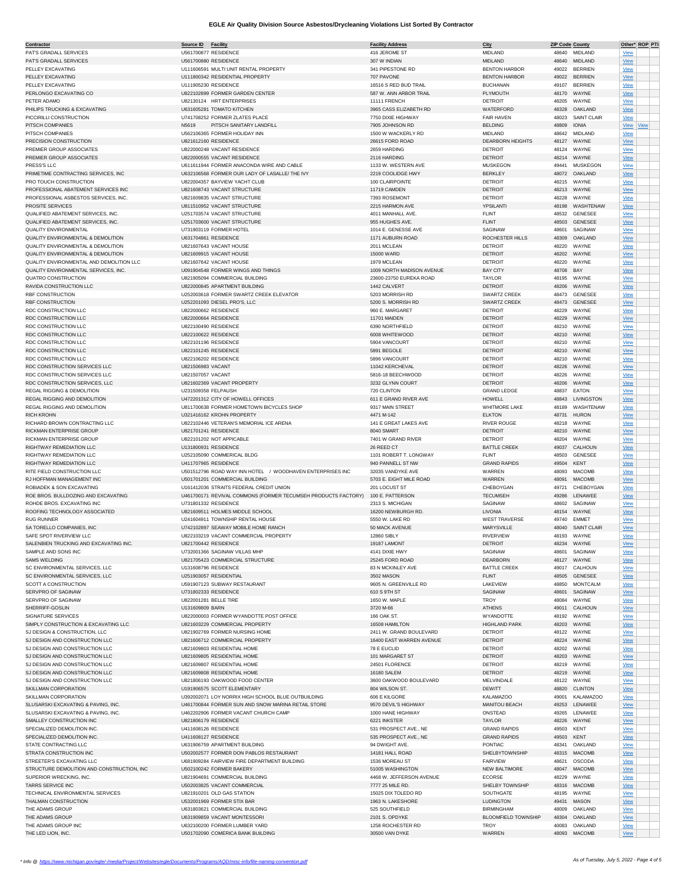# EGLE Air Quality Division Source Asbestos/Drycleaning Violations List Sorted By Contractor

| Contractor | Source ID | Facility | Facility Address | City | ZIP Code | County | Other* | ROP | PTI |
|---|---|---|---|---|---|---|---|---|---|
| PAT'S GRADALL SERVICES | U561700877 | RESIDENCE | 416 JEROME ST | MIDLAND | 48640 | MIDLAND | View | | |
| PAT'S GRADALL SERVICES | U561700880 | RESIDENCE | 307 W INDIAN | MIDLAND | 48640 | MIDLAND | View | | |
| PELLEY EXCAVATING | U111606591 | MULTI UNIT RENTAL PROPERTY | 341 PIPESTONE RD | BENTON HARBOR | 49022 | BERRIEN | View | | |
| PELLEY EXCAVATING | U111800342 | RESIDENTIAL PROPERTY | 707 PAVONE | BENTON HARBOR | 49022 | BERRIEN | View | | |
| PELLEY EXCAVATING | U111905230 | RESIDENCE | 16516 S RED BUD TRAIL | BUCHANAN | 49107 | BERRIEN | View | | |
| PERLONGO EXCAVATING CO | U822102899 | FORMER GARDEN CENTER | 587 W. ANN ARBOR TRAIL | PLYMOUTH | 48170 | WAYNE | View | | |
| PETER ADAMO | U82130124 | HRT ENTERPRISES | 11111 FRENCH | DETROIT | 48205 | WAYNE | View | | |
| PHILIPS TRUCKING & EXCAVATING | U631605281 | TOMATO KITCHEN | 3965 CASS ELIZABETH RD | WATERFORD | 48328 | OAKLAND | View | | |
| PICCIRILLI CONSTRUCTION | U741708252 | FORMER ZLATES PLACE | 7750 DIXIE HIGHWAY | FAIR HAVEN | 48023 | SAINT CLAIR | View | | |
| PITSCH COMPANIES | N5619 | PITSCH SANITARY LANDFILL | 7905 JOHNSON RD | BELDING | 48809 | IONIA | View | View | |
| PITSCH COMPANIES | U562106365 | FORMER HOLIDAY INN | 1500 W WACKERLY RD | MIDLAND | 48642 | MIDLAND | View | | |
| PRECISION CONSTRUCTION | U821612160 | RESIDENCE | 26615 FORD ROAD | DEARBORN HEIGHTS | 48127 | WAYNE | View | | |
| PREMIER GROUP ASSOCIATES | U822000248 | VACANT RESIDENCE | 2659 HARDING | DETROIT | 48124 | WAYNE | View | | |
| PREMIER GROUP ASSOCIATES | U822000555 | VACANT RESIDENCE | 2116 HARDING | DETROIT | 48214 | WAYNE | View | | |
| PRESS'S LLC | U611611944 | FORMER ANACONDA WIRE AND CABLE | 1133 W. WESTERN AVE | MUSKEGON | 49441 | MUSKEGON | View | | |
| PRIMETIME CONTRACTING SERVICES, INC | U632106568 | FORMER OUR LADY OF LASALLE/ THE IVY | 2219 COOLIDGE HWY | BERKLEY | 48072 | OAKLAND | View | | |
| PRO TOUCH CONSTRUCTION | U822004357 | BAYVIEW YACHT CLUB | 100 CLAIRPOINTE | DETROIT | 48215 | WAYNE | View | | |
| PROFESSIONAL ABATEMENT SERVICES INC | U821608743 | VACANT STRUCTURE | 11719 CAMDEN | DETROIT | 48213 | WAYNE | View | | |
| PROFESSIONAL ASBESTOS SERVICES, INC. | U821609835 | VACANT STRUCTURE | 7393 ROSEMONT | DETROIT | 48228 | WAYNE | View | | |
| PROSITE SERVICES | U811510952 | VACANT STRUCTURE | 2215 HARMON AVE | YPSILANTI | 48198 | WASHTENAW | View | | |
| QUALIFIED ABATEMENT SERVICES, INC. | U251703574 | VACANT STRUCTURE | 4011 MANHALL AVE. | FLINT | 48532 | GENESEE | View | | |
| QUALIFIED ABATEMENT SERVICES, INC. | U251703600 | VACANT STRUCTURE | 955 HUGHES AVE. | FLINT | 48503 | GENESEE | View | | |
| QUALITY ENVIRONMENTAL | U731903119 | FORMER HOTEL | 1014 E. GENESSE AVE | SAGINAW | 48601 | SAGINAW | View | | |
| QUALITY ENVIRONMENTAL & DEMOLITION | U631704861 | RESIDENCE | 1171 AUBURN ROAD | ROCHESTER HILLS | 48309 | OAKLAND | View | | |
| QUALITY ENVIRONMENTAL & DEMOLITION | U821607643 | VACANT HOUSE | 2011 MCLEAN | DETROIT | 48220 | WAYNE | View | | |
| QUALITY ENVIRONMENTAL & DEMOLITION | U821609915 | VACANT HOUSE | 15000 WARD | DETROIT | 48202 | WAYNE | View | | |
| QUALITY ENVIRONMENTAL AND DEMOLITION LLC | U821607642 | VACANT HOUSE | 1979 MCLEAN | DETROIT | 48220 | WAYNE | View | | |
| QUALITY ENVIRONMENTAL SERVICES, INC. | U091904548 | FORMER WINGS AND THINGS | 1009 NORTH MADISON AVENUE | BAY CITY | 48708 | BAY | View | | |
| QUATRO CONSTRUCTION | U821905094 | COMMERCIAL BUILDING | 23600-23750 EUREKA ROAD | TAYLOR | 48195 | WAYNE | View | | |
| RAVIDA CONSTRUCTION LLC | U822000845 | APARTMENT BUILDING | 1442 CALVERT | DETROIT | 48206 | WAYNE | View | | |
| RBF CONSTRUCTION | U252003618 | FORMER SWARTZ CREEK ELEVATOR | 5203 MORRISH RD | SWARTZ CREEK | 48473 | GENESEE | View | | |
| RBF CONSTRUCTION | U252201093 | DIESEL PRO'S, LLC | 5200 S. MORRISH RD | SWARTZ CREEK | 48473 | GENESEE | View | | |
| RDC CONSTRUCTION LLC | U822000662 | RESIDENCE | 960 E. MARGARET | DETROIT | 48229 | WAYNE | View | | |
| RDC CONSTRUCTION LLC | U822000664 | RESIDENCE | 11701 MAIDEN | DETROIT | 48229 | WAYNE | View | | |
| RDC CONSTRUCTION LLC | U822100490 | RESIDENCE | 6390 NORTHFIELD | DETROIT | 48210 | WAYNE | View | | |
| RDC CONSTRUCTION LLC | U822100622 | RESIDENCE | 6008 WHITEWOOD | DETROIT | 48210 | WAYNE | View | | |
| RDC CONSTRUCTION LLC | U822101196 | RESIDENCE | 5904 VANCOURT | DETROIT | 48210 | WAYNE | View | | |
| RDC CONSTRUCTION LLC | U822101245 | RESIDENCE | 5891 BEGOLE | DETROIT | 48210 | WAYNE | View | | |
| RDC CONSTRUCTION LLC | U822106202 | RESIDENCE | 5896 VANCOURT | DETROIT | 48210 | WAYNE | View | | |
| RDC CONSTRUCTION SERVICES LLC | U821506983 | VACANT | 11042 KERCHEVAL | DETROIT | 48226 | WAYNE | View | | |
| RDC CONSTRUCTION SERVICES LLC | U821507057 | VACANT | 5816-18 BEECHWOOD | DETROIT | 48226 | WAYNE | View | | |
| RDC CONSTRUCTION SERVICES, LLC | U821602369 | VACANT PROPERTY | 3232 GLYNN COURT | DETROIT | 48206 | WAYNE | View | | |
| REGAL RIGGING & DEMOLITION | U231509358 | FELPAUSH | 720 CLINTON | GRAND LEDGE | 48837 | EATON | View | | |
| REGAL RIGGING AND DEMOLITION | U472201312 | CITY OF HOWELL OFFICES | 611 E GRAND RIVER AVE | HOWELL | 48843 | LIVINGSTON | View | | |
| REGAL RIGGING AND DEMOLITION | U811700638 | FORMER HOMETOWN BICYCLES SHOP | 9317 MAIN STREET | WHITMORE LAKE | 48189 | WASHTENAW | View | | |
| RICH KROHN | U321416162 | KROHN PROPERTY | 4471 M-142 | ELKTON | 48731 | HURON | View | | |
| RICHARD BROWN CONTRACTING LLC | U822102446 | VETERAN'S MEMORIAL ICE ARENA | 141 E GREAT LAKES AVE | RIVER ROUGE | 48218 | WAYNE | View | | |
| RICKMAN ENTERPRISE GROUP | U821701241 | RESIDENCE | 8040 SMART | DETROIT | 48210 | WAYNE | View | | |
| RICKMAN ENTERPRISE GROUP | U822101202 | NOT APPICABLE | 7401 W GRAND RIVER | DETROIT | 48204 | WAYNE | View | | |
| RIGHTWAY REMEDIATION LLC | U131800931 | RESIDENCE | 26 REED CT | BATTLE CREEK | 49037 | CALHOUN | View | | |
| RIGHTWAY REMEDIATION LLC | U252105090 | COMMERICAL BLDG | 1101 ROBERT T. LONGWAY | FLINT | 48503 | GENESEE | View | | |
| RIGHTWAY REMEDIATION LLC | U411707965 | RESIDENCE | 940 PANNELL ST NW | GRAND RAPIDS | 49504 | KENT | View | | |
| RITE FIELD CONSTRUCTION LLC | U501512796 | ROAD WAY INN HOTEL / WOODHAVEN ENTERPRISES INC | 32035 VANDYKE AVE | WARREN | 48093 | MACOMB | View | | |
| RJ HOFFMAN MANAGEMENT INC | U501701201 | COMMERCIAL BUILDING | 5703 E. EIGHT MILE ROAD | WARREN | 48091 | MACOMB | View | | |
| ROBIADEK & SON EXCAVATING | U161412036 | STRAITS FEDERAL CREDIT UNION | 201 LOCUST ST | CHEBOYGAN | 49721 | CHEBOYGAN | View | | |
| ROE BROS. BULLDOZING AND EXCAVATING | U461700171 | REVIVAL COMMONS (FORMER TECUMSEH PRODUCTS FACTORY) | 100 E. PATTERSON | TECUMSEH | 49286 | LENAWEE | View | | |
| ROHDE BROS. EXCAVATING INC | U731801332 | RESIDENCE | 2313 S. MICHIGAN | SAGINAW | 48602 | SAGINAW | View | | |
| ROOFING TECHNOLOGY ASSOCIATED | U821609511 | HOLMES MIDDLE SCHOOL | 16200 NEWBURGH RD. | LIVONIA | 48154 | WAYNE | View | | |
| RUG RUNNER | U241604911 | TOWNSHIP RENTAL HOUSE | 5550 W. LAKE RD | WEST TRAVERSE | 49740 | EMMET | View | | |
| SA TORELLO COMPANIES, INC | U742102897 | SEAWAY MOBILE HOME RANCH | 50 MACK AVENUE | MARYSVILLE | 48040 | SAINT CLAIR | View | | |
| SAFE SPOT RIVERVIEW LLC | U822103219 | VACANT COMMERCIAL PROPERTY | 12860 SIBLY | RIVERVIEW | 48193 | WAYNE | View | | |
| SALENBIEN TRUCKING AND EXCAVATING INC. | U821700442 | RESIDENCE | 19187 LAMONT | DETROIT | 48234 | WAYNE | View | | |
| SAMPLE AND SONS INC | U732001366 | SAGINAW VILLAS MHP | 4141 DIXIE HWY | SAGINAW | 48601 | SAGINAW | View | | |
| SAMS WELDING | U821705423 | COMMERCIAL STRUCTURE | 25245 FORD ROAD | DEARBORN | 48127 | WAYNE | View | | |
| SC ENVIRONMENTAL SERVICES, LLC | U131608796 | RESIDENCE | 83 N MCKINLEY AVE | BATTLE CREEK | 49017 | CALHOUN | View | | |
| SC ENVIRONMENTAL SERVICES, LLC | U251903057 | RESIDENTIAL | 3502 MASON | FLINT | 48505 | GENESEE | View | | |
| SCOTT A CONSTRUCTION | U591907123 | SUBWAY RESTAURANT | 9605 N. GREENVILLE RD | LAKEVIEW | 48850 | MONTCALM | View | | |
| SERVPRO OF SAGINAW | U731802333 | RESIDENCE | 610 S 9TH ST | SAGINAW | 48601 | SAGINAW | View | | |
| SERVPRO OF SAGINAW | U822001281 | BELLE TIRE | 1650 W. MAPLE | TROY | 48084 | WAYNE | View | | |
| SHERRIFF-GOSLIN | U131609809 | BARN | 3720 M-66 | ATHENS | 49011 | CALHOUN | View | | |
| SIGNATURE SERVICES | U822000003 | FORMER WYANDOTTE POST OFFICE | 166 OAK ST. | WYANDOTTE | 48192 | WAYNE | View | | |
| SIMPLY CONSTRUCTION & EXCAVATING LLC | U821603229 | COMMERCIAL PROPERTY | 16508 HAMILTON | HIGHLAND PARK | 48203 | WAYNE | View | | |
| SJ DESIGN & CONSTRUCTION, LLC | U821902769 | FORMER NURSING HOME | 2411 W. GRAND BOULEVARD | DETROIT | 48122 | WAYNE | View | | |
| SJ DESIGN AND CONSTRUCTION LLC | U821606712 | COMMERCIAL PROPERTY | 16400 EAST WARREN AVENUE | DETROIT | 48224 | WAYNE | View | | |
| SJ DESIGN AND CONSTRUCTION LLC | U821609803 | RESIDENTIAL HOME | 78 E EUCLID | DETROIT | 48202 | WAYNE | View | | |
| SJ DESIGN AND CONSTRUCTION LLC | U821609805 | RESIDENTIAL HOME | 101 MARGARET ST | DETROIT | 48203 | WAYNE | View | | |
| SJ DESIGN AND CONSTRUCTION LLC | U821609807 | RESIDENTIAL HOME | 24501 FLORENCE | DETROIT | 48219 | WAYNE | View | | |
| SJ DESIGN AND CONSTRUCTION LLC | U821609808 | RESIDENTIAL HOME | 16180 SALEM | DETROIT | 48219 | WAYNE | View | | |
| SJ DESIGN AND CONSTRUCTION LLC | U821806193 | OAKWOOD FOOD CENTER | 3600 OAKWOOD BOULEVARD | MELVINDALE | 48122 | WAYNE | View | | |
| SKILLMAN CORPORATION | U191906575 | SCOTT ELEMENTARY | 804 WILSON ST. | DEWITT | 48820 | CLINTON | View | | |
| SKILLMAN CORPORATION | U392002071 | LOY NORRIX HIGH SCHOOL BLUE OUTBUILDING | 606 E KILGORE | KALAMAZOO | 49001 | KALAMAZOO | View | | |
| SLUSARSKI EXCAVATING & PAVING, INC. | U461700844 | FORMER SUN AND SNOW MARINA RETAIL STORE | 9570 DEVIL'S HIGHWAY | MANITOU BEACH | 49253 | LENAWEE | View | | |
| SLUSARSKI EXCAVATING & PAVING, INC. | U462202906 | FORMER VACANT CHURCH CAMP | 1000 HANE HIGHWAY | ONSTEAD | 49265 | LENAWEE | View | | |
| SMALLEY CONSTRUCTION INC | U821806179 | RESIDENCE | 6221 INKSTER | TAYLOR | 48226 | WAYNE | View | | |
| SPECIALIZED DEMOLITION INC. | U411608126 | RESIDENCE | 531 PROSPECT AVE., NE | GRAND RAPIDS | 49503 | KENT | View | | |
| SPECIALIZED DEMOLITION INC. | U411608127 | RESIDENCE | 535 PROSPECT AVE., NE | GRAND RAPIDS | 49503 | KENT | View | | |
| STATE CONTRACTING LLC | U631906759 | APARTMENT BUILDING | 94 DWIGHT AVE. | PONTIAC | 48341 | OAKLAND | View | | |
| STRATA CONSTRUCTION INC | U502002577 | FORMER DON PABLOS RESTAURANT | 14181 HALL ROAD | SHELBYTOWNSHIP | 48315 | MACOMB | View | | |
| STREETER'S EXCAVATING LLC | U681909284 | FAIRVIEW FIRE DEPARTMENT BUILDING | 1536 MOREAU ST | FAIRVIEW | 48621 | OSCODA | View | | |
| STRUCTURE DEMOLITION AND CONSTRUCTION, INC | U502100242 | FORMER BAKERY | 51005 WASHINGTON | NEW BALTIMORE | 48047 | MACOMB | View | | |
| SUPERIOR WRECKING, INC. | U821904691 | COMMERCIAL BUILDING | 4468 W. JEFFERSON AVENUE | ECORSE | 48229 | WAYNE | View | | |
| TARRS SERVICE INC | U502003825 | VACANT COMMERCIAL | 7777 25 MILE RD. | SHELBY TOWNSHIP | 48316 | MACOMB | View | | |
| TECHNICAL ENVIRONMENTAL SERVICES | U821910201 | OLD GAS STATION | 15025 DIX TOLEDO RD | SOUTHGATE | 48195 | WAYNE | View | | |
| THALMAN CONSTRUCTION | U532001969 | FORMER STIX BAR | 1963 N. LAKESHORE | LUDINGTON | 49431 | MASON | View | | |
| THE ADAMS GROUP | U631803621 | COMMERCIAL BUILDING | 525 SOUTHFIELD | BIRMINGHAM | 48009 | OAKLAND | View | | |
| THE ADAMS GROUP | U631909659 | VACANT MONTESSORI | 2101 S. OPDYKE | BLOOMFIELD TOWNSHIP | 48304 | OAKLAND | View | | |
| THE ADAMS GROUP INC | U632100200 | FORMER LUMBER YARD | 1258 ROCHESTER RD | TROY | 40083 | OAKLAND | View | | |
| THE LED LION, INC. | U501702090 | COMERICA BANK BUILDING | 30500 VAN DYKE | WARREN | 48093 | MACOMB | View | | |

\* Info @ https://www.michigan.gov/egle/-/media/Project/Websites/egle/Documents/Programs/AQD/misc-info/file-naming-convention.pdf

As of Tuesday, July 5, 2022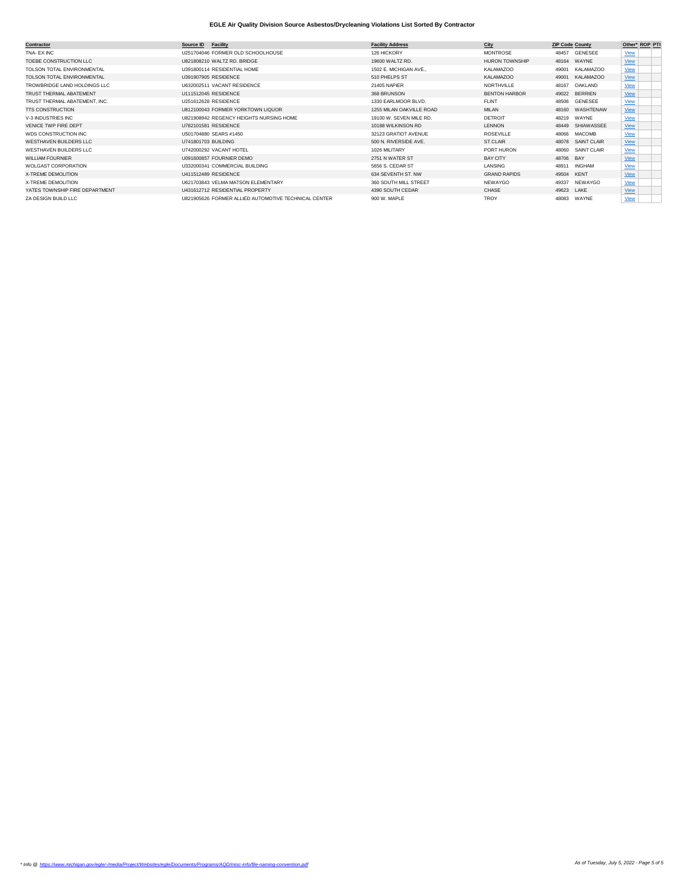# EGLE Air Quality Division Source Asbestos/Drycleaning Violations List Sorted By Contractor

| Contractor | Source ID | Facility | Facility Address | City | ZIP Code | County | Other* | ROP | PTI |
|---|---|---|---|---|---|---|---|---|---|
| TNA- EX INC | U251704046 | FORMER OLD SCHOOLHOUSE | 126 HICKORY | MONTROSE | 48457 | GENESEE | View | | |
| TOEBE CONSTRUCTION LLC | U821808210 | WALTZ RD. BRIDGE | 19600 WALTZ RD. | HURON TOWNSHIP | 48164 | WAYNE | View | | |
| TOLSON TOTAL ENVIRONMENTAL | U391800114 | RESIDENTIAL HOME | 1502 E. MICHIGAN AVE., | KALAMAZOO | 49001 | KALAMAZOO | View | | |
| TOLSON TOTAL ENVIRONMENTAL | U391907905 | RESIDENCE | 510 PHELPS ST | KALAMAZOO | 49001 | KALAMAZOO | View | | |
| TROWBRIDGE LAND HOLDINGS LLC | U632002511 | VACANT RESIDENCE | 21405 NAPIER | NORTHVILLE | 48167 | OAKLAND | View | | |
| TRUST THERMAL ABATEMENT | U111512045 | RESIDENCE | 368 BRUNSON | BENTON HARBOR | 49022 | BERRIEN | View | | |
| TRUST THERMAL ABATEMENT, INC. | U251612628 | RESIDENCE | 1330 EARLMOOR BLVD. | FLINT | 48506 | GENESEE | View | | |
| TTS CONSTRUCTION | U812100043 | FORMER YORKTOWN LIQUOR | 1255 MILAN OAKVILLE ROAD | MILAN | 48160 | WASHTENAW | View | | |
| V-3 INDUSTRIES INC | U821908942 | REGENCY HEIGHTS NURSING HOME | 19100 W. SEVEN MILE RD. | DETROIT | 48219 | WAYNE | View | | |
| VENICE TWP FIRE DEPT | U782101581 | RESIDENCE | 10188 WILKINSON RD | LENNON | 48449 | SHIAWASSEE | View | | |
| WDS CONSTRUCTION INC | U501704880 | SEARS #1450 | 32123 GRATIOT AVENUE | ROSEVILLE | 48066 | MACOMB | View | | |
| WESTHAVEN BUILDERS LLC | U741801703 | BUILDING | 500 N. RIVERSIDE AVE. | ST.CLAIR | 48078 | SAINT CLAIR | View | | |
| WESTHAVEN BUILDERS LLC | U742000292 | VACANT HOTEL | 1026 MILITARY | PORT HURON | 48060 | SAINT CLAIR | View | | |
| WILLIAM FOURNIER | U091600857 | FOURNIER DEMO | 2751 N WATER ST | BAY CITY | 48706 | BAY | View | | |
| WOLGAST CORPORATION | U332000341 | COMMERCIAL BUILDING | 5656 S. CEDAR ST | LANSING | 48911 | INGHAM | View | | |
| X-TREME DEMOLITION | U411512489 | RESIDENCE | 634 SEVENTH ST. NW | GRAND RAPIDS | 49504 | KENT | View | | |
| X-TREME DEMOLITION | U621703843 | VELMA MATSON ELEMENTARY | 360 SOUTH MILL STREET | NEWAYGO | 49337 | NEWAYGO | View | | |
| YATES TOWNSHIP FIRE DEPARTMENT | U431612712 | RESIDENTIAL PROPERTY | 4390 SOUTH CEDAR | CHASE | 49623 | LAKE | View | | |
| ZA DESIGN BUILD LLC | U821905626 | FORMER ALLIED AUTOMOTIVE TECHNICAL CENTER | 900 W. MAPLE | TROY | 48083 | WAYNE | View | | |

*\* Info @ https://www.michigan.gov/egle/-/media/Project/Websites/egle/Documents/Programs/AQD/misc-info/file-naming-convention.pdf*

*As of Tuesday, July 5, 2022*